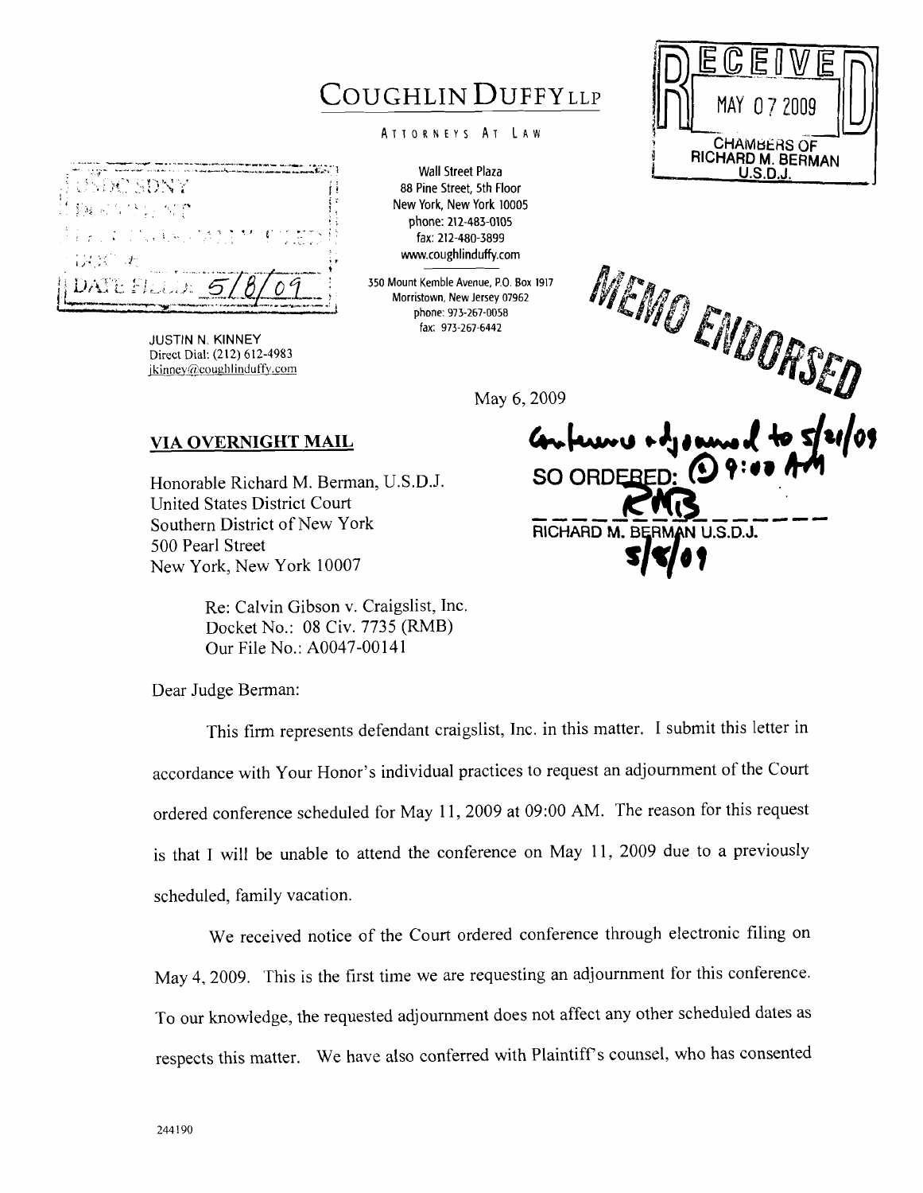# COUGHLIN DUFFY LLP

ATTORNEYS AT LAW

Wall Street Plaza
88 Pine Street, 5th Floor
New York, New York 10005
phone: 212-483-0105
fax: 212-480-3899
www.coughlinduffy.com

350 Mount Kemble Avenue, P.O. Box 1917
Morristown, New Jersey 07962
phone: 973-267-0058
fax: 973-267-6442

RECEIVED
MAY 07 2009
CHAMBERS OF
RICHARD M. BERMAN
U.S.D.J.

USDC SDNY
DOCUMENT
ELECTRONICALLY FILED
DOC #:
DATE FILED: 5/8/09

MEMO ENDORSED

JUSTIN N. KINNEY
Direct Dial: (212) 612-4983
jkinney@coughlinduffy.com

May 6, 2009

**VIA OVERNIGHT MAIL**

Conference adjourned to 5/21/09 @ 9:00 AM
SO ORDERED:
RMB
RICHARD M. BERMAN U.S.D.J.
5/8/09

Honorable Richard M. Berman, U.S.D.J.
United States District Court
Southern District of New York
500 Pearl Street
New York, New York 10007

Re: Calvin Gibson v. Craigslist, Inc.
Docket No.: 08 Civ. 7735 (RMB)
Our File No.: A0047-00141

Dear Judge Berman:

This firm represents defendant craigslist, Inc. in this matter. I submit this letter in accordance with Your Honor's individual practices to request an adjournment of the Court ordered conference scheduled for May 11, 2009 at 09:00 AM. The reason for this request is that I will be unable to attend the conference on May 11, 2009 due to a previously scheduled, family vacation.

We received notice of the Court ordered conference through electronic filing on May 4, 2009. This is the first time we are requesting an adjournment for this conference. To our knowledge, the requested adjournment does not affect any other scheduled dates as respects this matter. We have also conferred with Plaintiff's counsel, who has consented

244190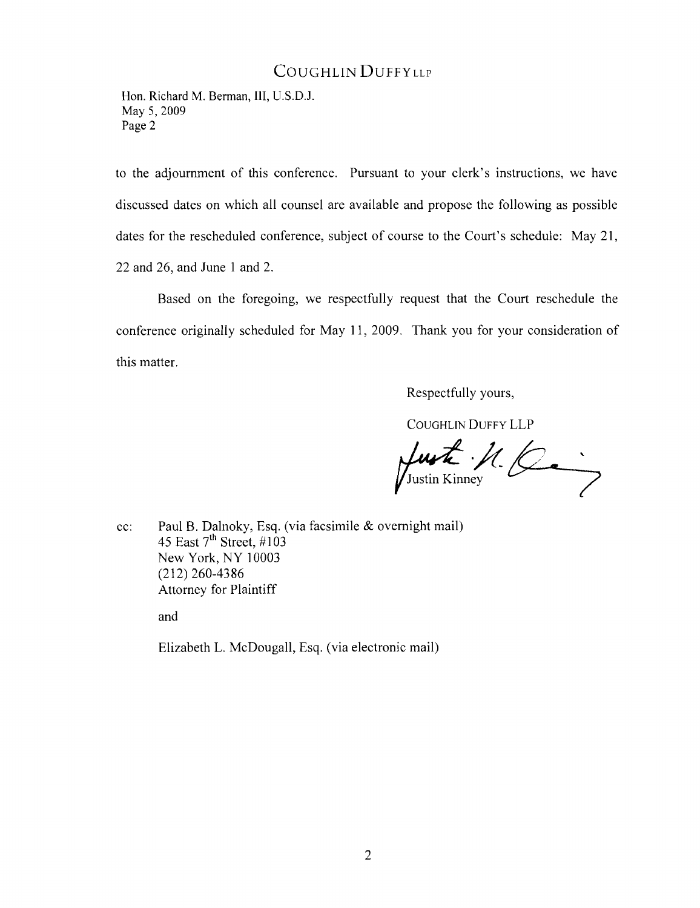to the adjournment of this conference. Pursuant to your clerk's instructions, we have discussed dates on which all counsel are available and propose the following as possible dates for the rescheduled conference, subject of course to the Court's schedule: May 21, 22 and 26, and June 1 and 2.

Based on the foregoing, we respectfully request that the Court reschedule the conference originally scheduled for May 11, 2009. Thank you for your consideration of this matter.

Respectfully yours,

COUGHLIN DUFFY LLP

Justin Kinney

cc: Paul B. Dalnoky, Esq. (via facsimile & overnight mail)
45 East 7th Street, #103
New York, NY 10003
(212) 260-4386
Attorney for Plaintiff

and

Elizabeth L. McDougall, Esq. (via electronic mail)